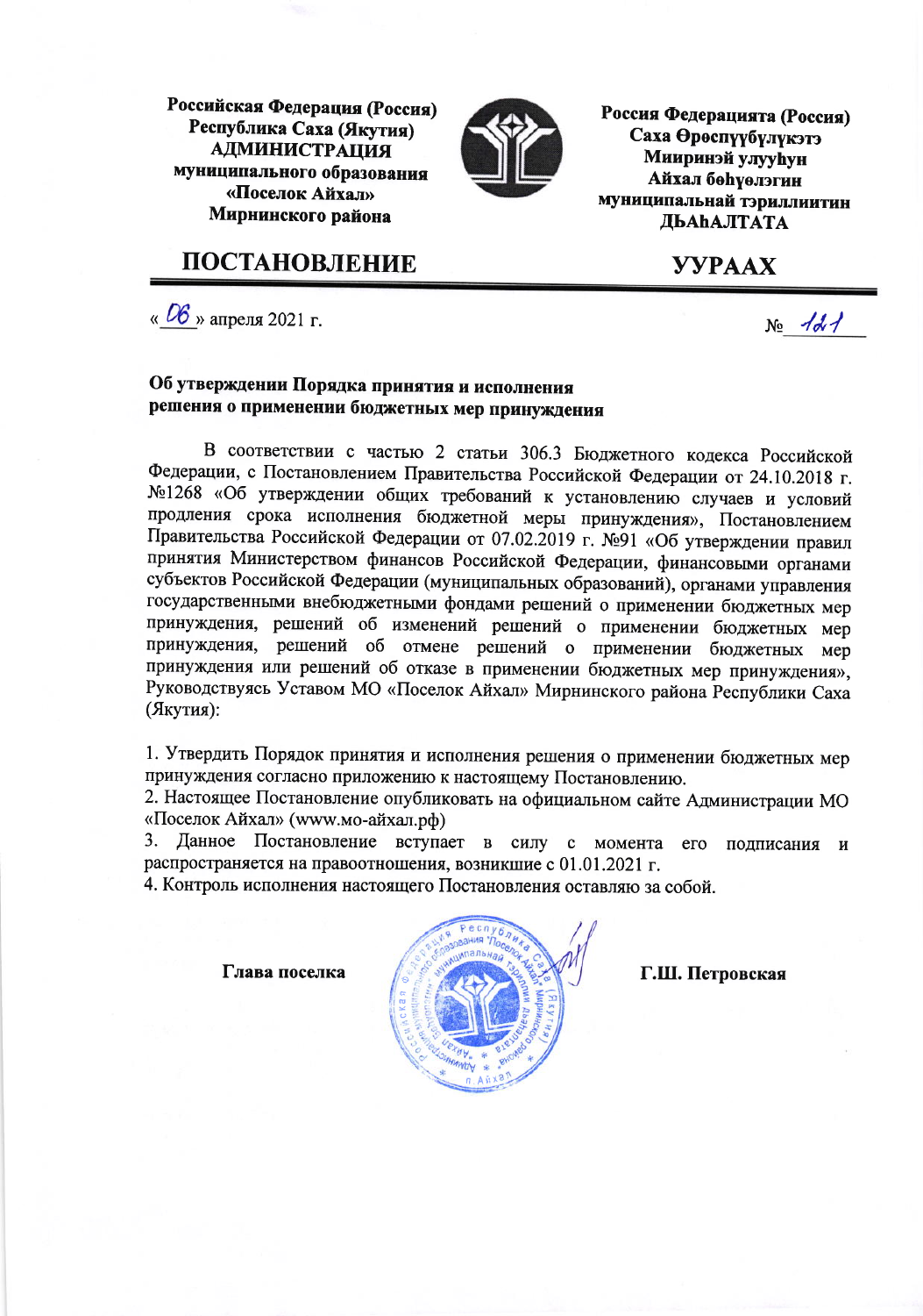Российская Федерация (Россия)
Республика Саха (Якутия)
**АДМИНИСТРАЦИЯ**
**муниципального образования**
**«Поселок Айхал»**
**Мирнинского района**

Россия Федерацията (Россия)
Саха Өрөспүүбүлүкэтэ
Мииринэй улууһун
Айхал бөһүөлэгин
муниципальнай тэриллиитин
**ДЬАҺАЛТАТА**

# ПОСТАНОВЛЕНИЕ

# УУРААХ

«06» апреля 2021 г. № 121

**Об утверждении Порядка принятия и исполнения решения о применении бюджетных мер принуждения**

В соответствии с частью 2 статьи 306.3 Бюджетного кодекса Российской Федерации, с Постановлением Правительства Российской Федерации от 24.10.2018 г. №1268 «Об утверждении общих требований к установлению случаев и условий продления срока исполнения бюджетной меры принуждения», Постановлением Правительства Российской Федерации от 07.02.2019 г. №91 «Об утверждении правил принятия Министерством финансов Российской Федерации, финансовыми органами субъектов Российской Федерации (муниципальных образований), органами управления государственными внебюджетными фондами решений о применении бюджетных мер принуждения, решений об изменений решений о применении бюджетных мер принуждения, решений об отмене решений о применении бюджетных мер принуждения или решений об отказе в применении бюджетных мер принуждения», Руководствуясь Уставом МО «Поселок Айхал» Мирнинского района Республики Саха (Якутия):

1. Утвердить Порядок принятия и исполнения решения о применении бюджетных мер принуждения согласно приложению к настоящему Постановлению.
2. Настоящее Постановление опубликовать на официальном сайте Администрации МО «Поселок Айхал» (www.мо-айхал.рф)
3. Данное Постановление вступает в силу с момента его подписания и распространяется на правоотношения, возникшие с 01.01.2021 г.
4. Контроль исполнения настоящего Постановления оставляю за собой.

**Глава поселка** **Г.Ш. Петровская**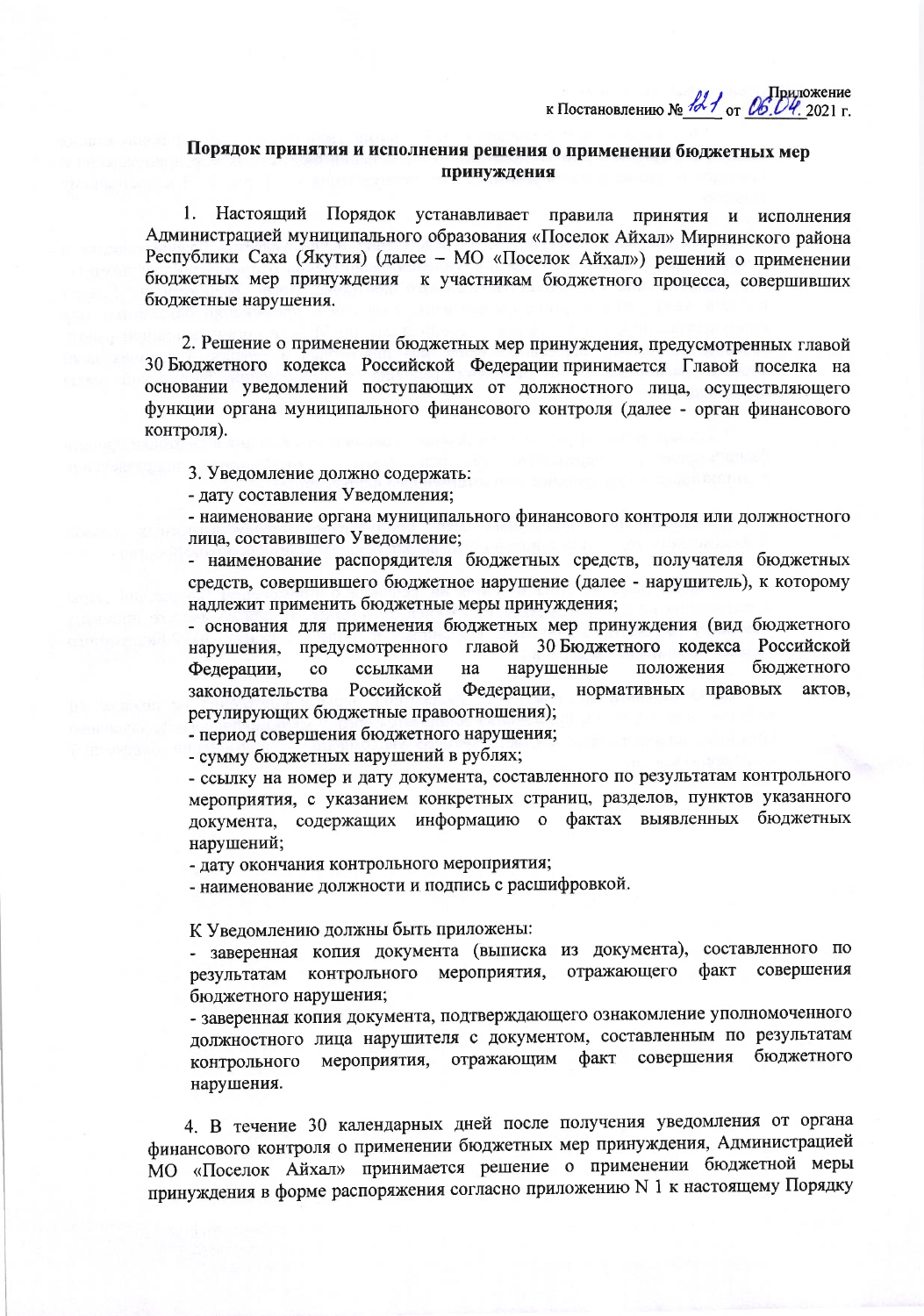Приложение  
к Постановлению № 121 от 06.04. 2021 г.

## Порядок принятия и исполнения решения о применении бюджетных мер принуждения

1. Настоящий Порядок устанавливает правила принятия и исполнения Администрацией муниципального образования «Поселок Айхал» Мирнинского района Республики Саха (Якутия) (далее – МО «Поселок Айхал») решений о применении бюджетных мер принуждения к участникам бюджетного процесса, совершивших бюджетные нарушения.

2. Решение о применении бюджетных мер принуждения, предусмотренных главой 30 Бюджетного кодекса Российской Федерации принимается Главой поселка на основании уведомлений поступающих от должностного лица, осуществляющего функции органа муниципального финансового контроля (далее - орган финансового контроля).

3. Уведомление должно содержать:

- дату составления Уведомления;
- наименование органа муниципального финансового контроля или должностного лица, составившего Уведомление;
- наименование распорядителя бюджетных средств, получателя бюджетных средств, совершившего бюджетное нарушение (далее - нарушитель), к которому надлежит применить бюджетные меры принуждения;
- основания для применения бюджетных мер принуждения (вид бюджетного нарушения, предусмотренного главой 30 Бюджетного кодекса Российской Федерации, со ссылками на нарушенные положения бюджетного законодательства Российской Федерации, нормативных правовых актов, регулирующих бюджетные правоотношения);
- период совершения бюджетного нарушения;
- сумму бюджетных нарушений в рублях;
- ссылку на номер и дату документа, составленного по результатам контрольного мероприятия, с указанием конкретных страниц, разделов, пунктов указанного документа, содержащих информацию о фактах выявленных бюджетных нарушений;
- дату окончания контрольного мероприятия;
- наименование должности и подпись с расшифровкой.

К Уведомлению должны быть приложены:

- заверенная копия документа (выписка из документа), составленного по результатам контрольного мероприятия, отражающего факт совершения бюджетного нарушения;
- заверенная копия документа, подтверждающего ознакомление уполномоченного должностного лица нарушителя с документом, составленным по результатам контрольного мероприятия, отражающим факт совершения бюджетного нарушения.

4. В течение 30 календарных дней после получения уведомления от органа финансового контроля о применении бюджетных мер принуждения, Администрацией МО «Поселок Айхал» принимается решение о применении бюджетной меры принуждения в форме распоряжения согласно приложению N 1 к настоящему Порядку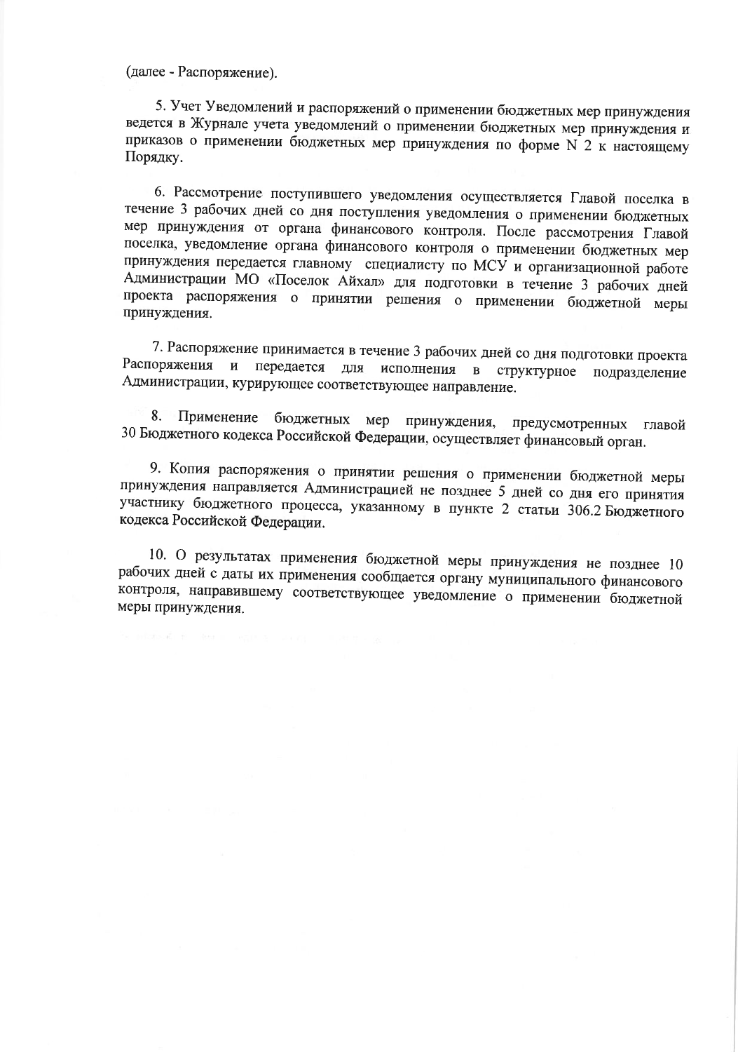(далее - Распоряжение).

5. Учет Уведомлений и распоряжений о применении бюджетных мер принуждения ведется в Журнале учета уведомлений о применении бюджетных мер принуждения и приказов о применении бюджетных мер принуждения по форме N 2 к настоящему Порядку.

6. Рассмотрение поступившего уведомления осуществляется Главой поселка в течение 3 рабочих дней со дня поступления уведомления о применении бюджетных мер принуждения от органа финансового контроля. После рассмотрения Главой поселка, уведомление органа финансового контроля о применении бюджетных мер принуждения передается главному специалисту по МСУ и организационной работе Администрации МО «Поселок Айхал» для подготовки в течение 3 рабочих дней проекта распоряжения о принятии решения о применении бюджетной меры принуждения.

7. Распоряжение принимается в течение 3 рабочих дней со дня подготовки проекта Распоряжения и передается для исполнения в структурное подразделение Администрации, курирующее соответствующее направление.

8. Применение бюджетных мер принуждения, предусмотренных главой 30 Бюджетного кодекса Российской Федерации, осуществляет финансовый орган.

9. Копия распоряжения о принятии решения о применении бюджетной меры принуждения направляется Администрацией не позднее 5 дней со дня его принятия участнику бюджетного процесса, указанному в пункте 2 статьи 306.2 Бюджетного кодекса Российской Федерации.

10. О результатах применения бюджетной меры принуждения не позднее 10 рабочих дней с даты их применения сообщается органу муниципального финансового контроля, направившему соответствующее уведомление о применении бюджетной меры принуждения.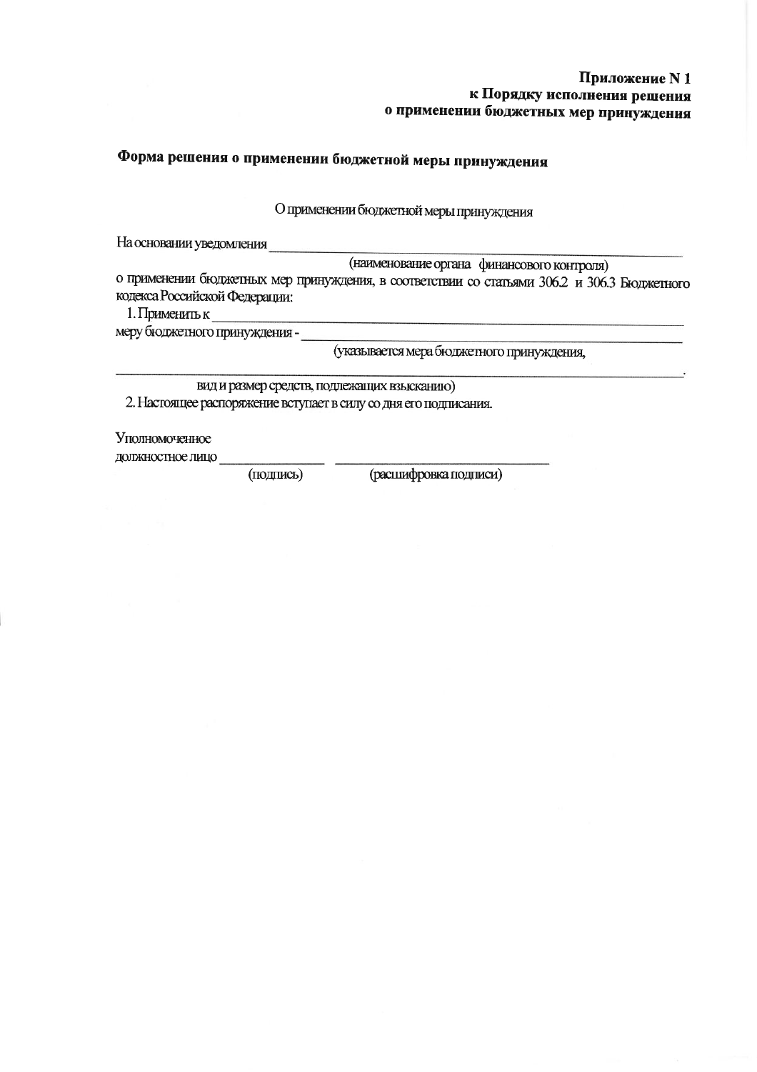**Приложение N 1**
**к Порядку исполнения решения**
**о применении бюджетных мер принуждения**

## Форма решения о применении бюджетной меры принуждения

О применении бюджетной меры принуждения

На основании уведомления ______________________________________________
(наименование органа финансового контроля)
о применении бюджетных мер принуждения, в соответствии со статьями 306.2 и 306.3 Бюджетного кодекса Российской Федерации:

1. Применить к ______________________________________________
меру бюджетного принуждения - ______________________________________________
(указывается мера бюджетного принуждения,
______________________________________________.
вид и размер средств, подлежащих взысканию)

2. Настоящее распоряжение вступает в силу со дня его подписания.

Уполномоченное
должностное лицо _______________ ______________________________
(подпись) (расшифровка подписи)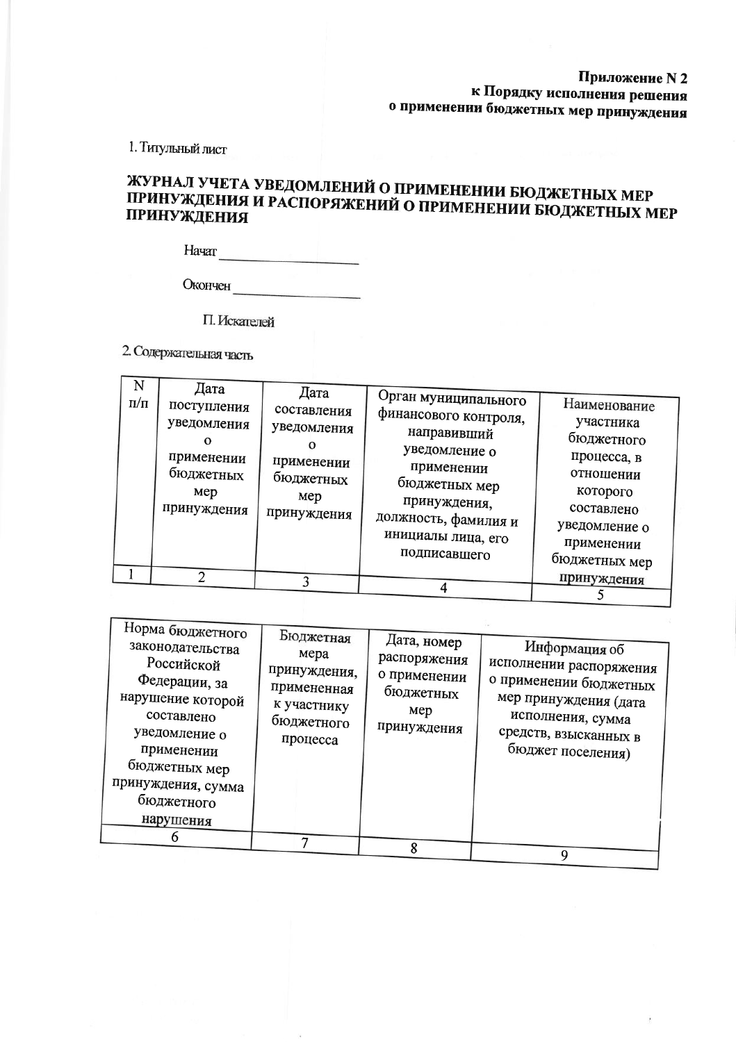**Приложение N 2**
**к Порядку исполнения решения**
**о применении бюджетных мер принуждения**

1. Титульный лист

# ЖУРНАЛ УЧЕТА УВЕДОМЛЕНИЙ О ПРИМЕНЕНИИ БЮДЖЕТНЫХ МЕР ПРИНУЖДЕНИЯ И РАСПОРЯЖЕНИЙ О ПРИМЕНЕНИИ БЮДЖЕТНЫХ МЕР ПРИНУЖДЕНИЯ

Начат \_\_\_\_\_\_\_\_\_\_\_\_\_\_\_\_\_\_\_\_

Окончен \_\_\_\_\_\_\_\_\_\_\_\_\_\_\_\_\_\_\_\_

П. Искателей

2. Содержательная часть

| N п/п | Дата поступления уведомления о применении бюджетных мер принуждения | Дата составления уведомления о применении бюджетных мер принуждения | Орган муниципального финансового контроля, направивший уведомление о применении бюджетных мер принуждения, должность, фамилия и инициалы лица, его подписавшего | Наименование участника бюджетного процесса, в отношении которого составлено уведомление о применении бюджетных мер принуждения |
|---|---|---|---|---|
| 1 | 2 | 3 | 4 | 5 |

| Норма бюджетного законодательства Российской Федерации, за нарушение которой составлено уведомление о применении бюджетных мер принуждения, сумма бюджетного нарушения | Бюджетная мера принуждения, примененная к участнику бюджетного процесса | Дата, номер распоряжения о применении бюджетных мер принуждения | Информация об исполнении распоряжения о применении бюджетных мер принуждения (дата исполнения, сумма средств, взысканных в бюджет поселения) |
|---|---|---|---|
| 6 | 7 | 8 | 9 |